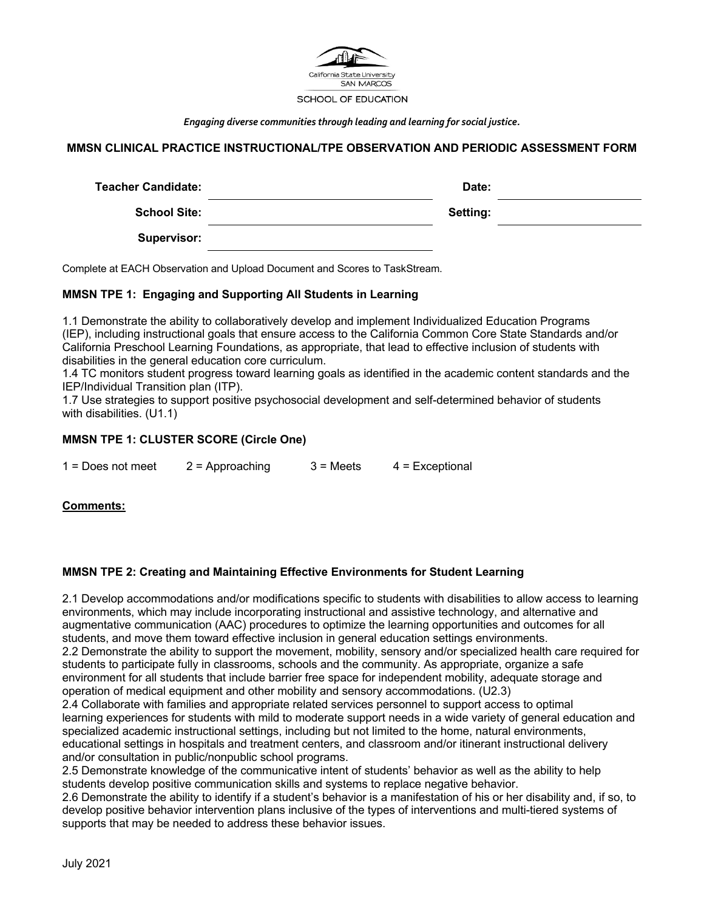California State University
SAN MARCOS

SCHOOL OF EDUCATION

*Engaging diverse communities through leading and learning for social justice.*

## MMSN CLINICAL PRACTICE INSTRUCTIONAL/TPE OBSERVATION AND PERIODIC ASSESSMENT FORM

| | | | |
|---|---|---|---|
| **Teacher Candidate:** | | **Date:** | |
| **School Site:** | | **Setting:** | |
| **Supervisor:** | | | |

Complete at EACH Observation and Upload Document and Scores to TaskStream.

### MMSN TPE 1: Engaging and Supporting All Students in Learning

1.1 Demonstrate the ability to collaboratively develop and implement Individualized Education Programs (IEP), including instructional goals that ensure access to the California Common Core State Standards and/or California Preschool Learning Foundations, as appropriate, that lead to effective inclusion of students with disabilities in the general education core curriculum.
1.4 TC monitors student progress toward learning goals as identified in the academic content standards and the IEP/Individual Transition plan (ITP).
1.7 Use strategies to support positive psychosocial development and self-determined behavior of students with disabilities. (U1.1)

### MMSN TPE 1: CLUSTER SCORE (Circle One)

1 = Does not meet     2 = Approaching     3 = Meets     4 = Exceptional

**Comments:**

### MMSN TPE 2: Creating and Maintaining Effective Environments for Student Learning

2.1 Develop accommodations and/or modifications specific to students with disabilities to allow access to learning environments, which may include incorporating instructional and assistive technology, and alternative and augmentative communication (AAC) procedures to optimize the learning opportunities and outcomes for all students, and move them toward effective inclusion in general education settings environments.
2.2 Demonstrate the ability to support the movement, mobility, sensory and/or specialized health care required for students to participate fully in classrooms, schools and the community. As appropriate, organize a safe environment for all students that include barrier free space for independent mobility, adequate storage and operation of medical equipment and other mobility and sensory accommodations. (U2.3)
2.4 Collaborate with families and appropriate related services personnel to support access to optimal learning experiences for students with mild to moderate support needs in a wide variety of general education and specialized academic instructional settings, including but not limited to the home, natural environments, educational settings in hospitals and treatment centers, and classroom and/or itinerant instructional delivery and/or consultation in public/nonpublic school programs.
2.5 Demonstrate knowledge of the communicative intent of students' behavior as well as the ability to help students develop positive communication skills and systems to replace negative behavior.
2.6 Demonstrate the ability to identify if a student's behavior is a manifestation of his or her disability and, if so, to develop positive behavior intervention plans inclusive of the types of interventions and multi-tiered systems of supports that may be needed to address these behavior issues.

July 2021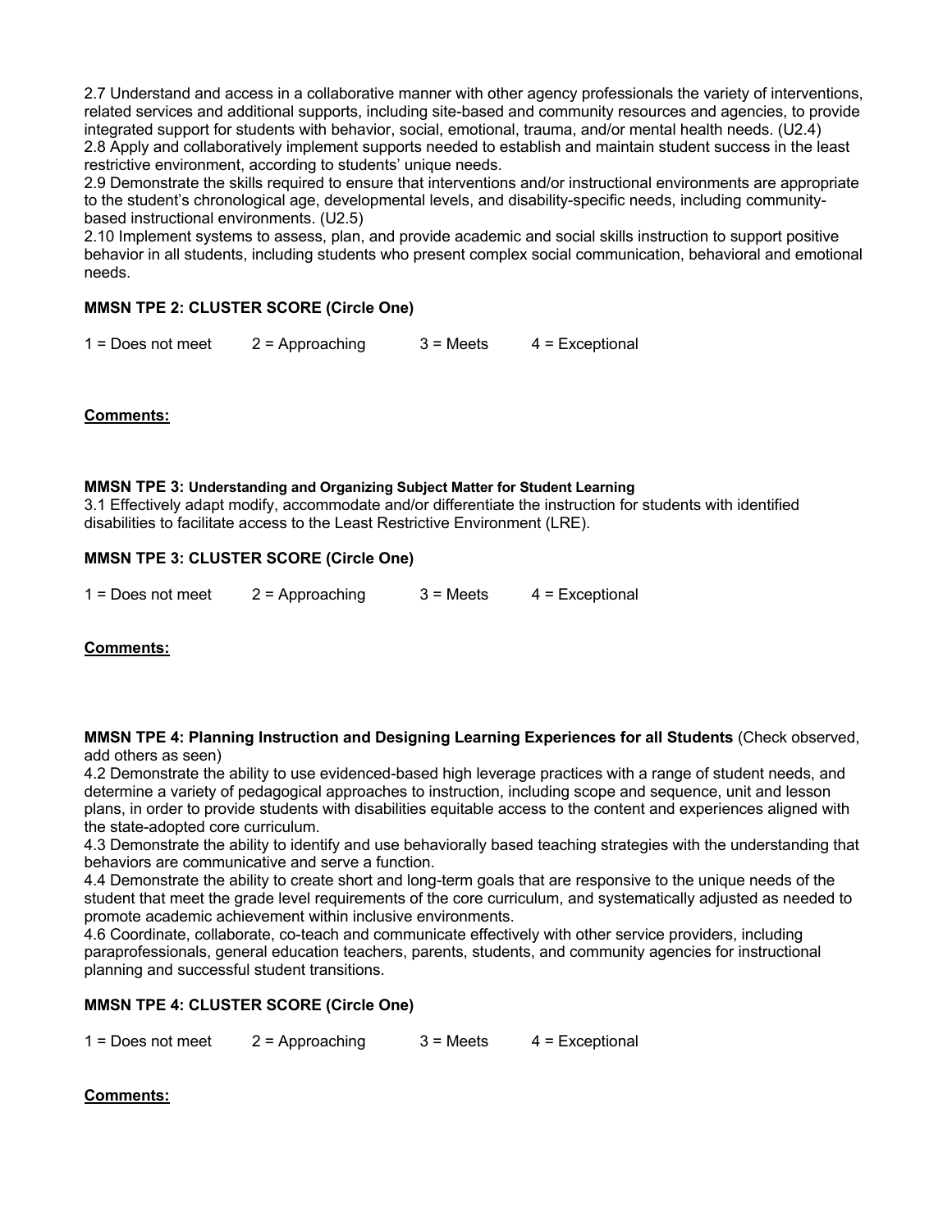2.7 Understand and access in a collaborative manner with other agency professionals the variety of interventions, related services and additional supports, including site-based and community resources and agencies, to provide integrated support for students with behavior, social, emotional, trauma, and/or mental health needs. (U2.4)
2.8 Apply and collaboratively implement supports needed to establish and maintain student success in the least restrictive environment, according to students' unique needs.
2.9 Demonstrate the skills required to ensure that interventions and/or instructional environments are appropriate to the student's chronological age, developmental levels, and disability-specific needs, including community-based instructional environments. (U2.5)
2.10 Implement systems to assess, plan, and provide academic and social skills instruction to support positive behavior in all students, including students who present complex social communication, behavioral and emotional needs.

**MMSN TPE 2: CLUSTER SCORE (Circle One)**

1 = Does not meet     2 = Approaching     3 = Meets     4 = Exceptional

**Comments:**

**MMSN TPE 3: Understanding and Organizing Subject Matter for Student Learning**
3.1 Effectively adapt modify, accommodate and/or differentiate the instruction for students with identified disabilities to facilitate access to the Least Restrictive Environment (LRE).

**MMSN TPE 3: CLUSTER SCORE (Circle One)**

1 = Does not meet     2 = Approaching     3 = Meets     4 = Exceptional

**Comments:**

**MMSN TPE 4: Planning Instruction and Designing Learning Experiences for all Students** (Check observed, add others as seen)
4.2 Demonstrate the ability to use evidenced-based high leverage practices with a range of student needs, and determine a variety of pedagogical approaches to instruction, including scope and sequence, unit and lesson plans, in order to provide students with disabilities equitable access to the content and experiences aligned with the state-adopted core curriculum.
4.3 Demonstrate the ability to identify and use behaviorally based teaching strategies with the understanding that behaviors are communicative and serve a function.
4.4 Demonstrate the ability to create short and long-term goals that are responsive to the unique needs of the student that meet the grade level requirements of the core curriculum, and systematically adjusted as needed to promote academic achievement within inclusive environments.
4.6 Coordinate, collaborate, co-teach and communicate effectively with other service providers, including paraprofessionals, general education teachers, parents, students, and community agencies for instructional planning and successful student transitions.

**MMSN TPE 4: CLUSTER SCORE (Circle One)**

1 = Does not meet     2 = Approaching     3 = Meets     4 = Exceptional

**Comments:**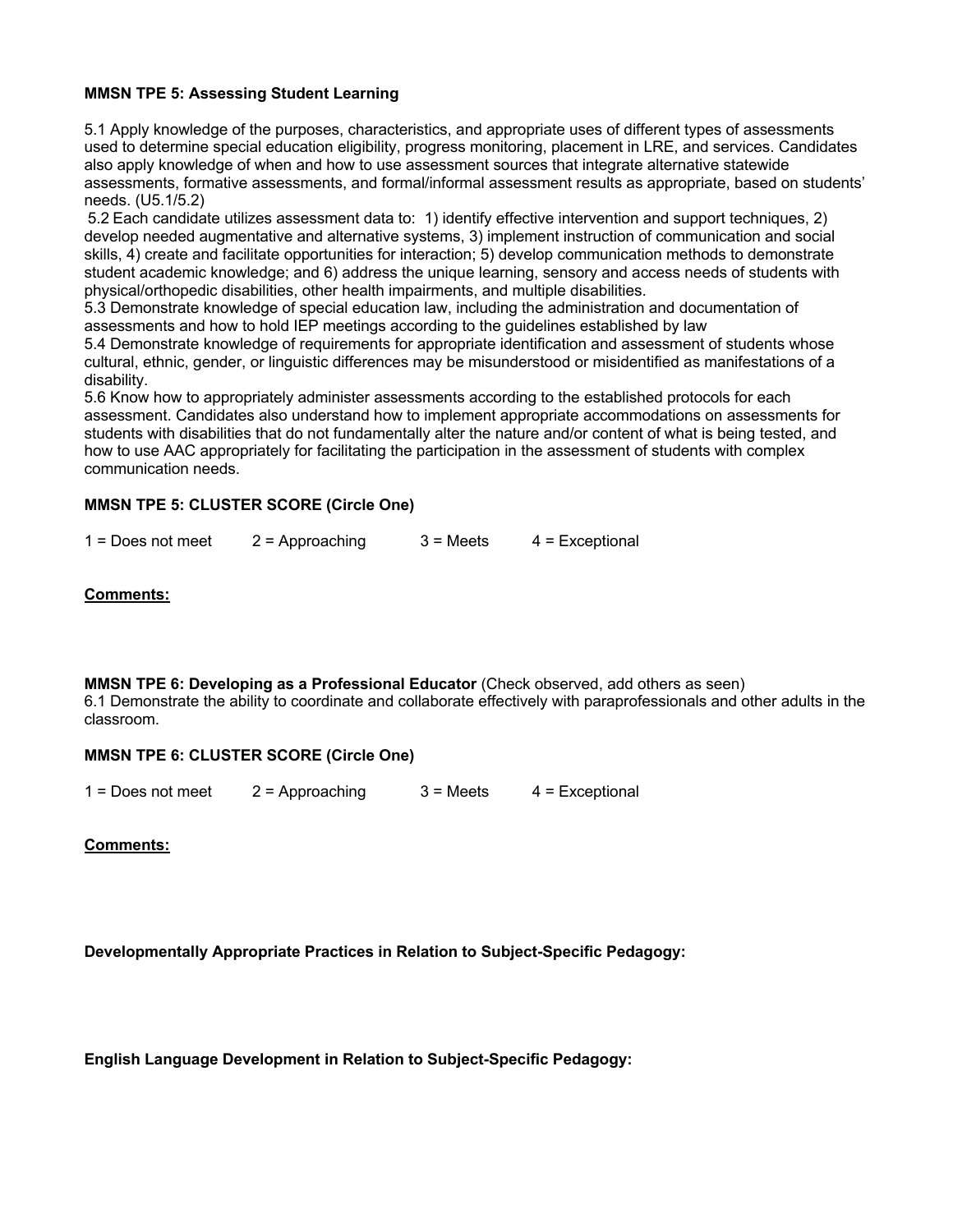**MMSN TPE 5: Assessing Student Learning**

5.1 Apply knowledge of the purposes, characteristics, and appropriate uses of different types of assessments used to determine special education eligibility, progress monitoring, placement in LRE, and services. Candidates also apply knowledge of when and how to use assessment sources that integrate alternative statewide assessments, formative assessments, and formal/informal assessment results as appropriate, based on students' needs. (U5.1/5.2)

5.2 Each candidate utilizes assessment data to: 1) identify effective intervention and support techniques, 2) develop needed augmentative and alternative systems, 3) implement instruction of communication and social skills, 4) create and facilitate opportunities for interaction; 5) develop communication methods to demonstrate student academic knowledge; and 6) address the unique learning, sensory and access needs of students with physical/orthopedic disabilities, other health impairments, and multiple disabilities.

5.3 Demonstrate knowledge of special education law, including the administration and documentation of assessments and how to hold IEP meetings according to the guidelines established by law

5.4 Demonstrate knowledge of requirements for appropriate identification and assessment of students whose cultural, ethnic, gender, or linguistic differences may be misunderstood or misidentified as manifestations of a disability.

5.6 Know how to appropriately administer assessments according to the established protocols for each assessment. Candidates also understand how to implement appropriate accommodations on assessments for students with disabilities that do not fundamentally alter the nature and/or content of what is being tested, and how to use AAC appropriately for facilitating the participation in the assessment of students with complex communication needs.

**MMSN TPE 5: CLUSTER SCORE (Circle One)**

1 = Does not meet     2 = Approaching     3 = Meets     4 = Exceptional

**Comments:**

**MMSN TPE 6: Developing as a Professional Educator** (Check observed, add others as seen)

6.1 Demonstrate the ability to coordinate and collaborate effectively with paraprofessionals and other adults in the classroom.

**MMSN TPE 6: CLUSTER SCORE (Circle One)**

1 = Does not meet     2 = Approaching     3 = Meets     4 = Exceptional

**Comments:**

**Developmentally Appropriate Practices in Relation to Subject-Specific Pedagogy:**

**English Language Development in Relation to Subject-Specific Pedagogy:**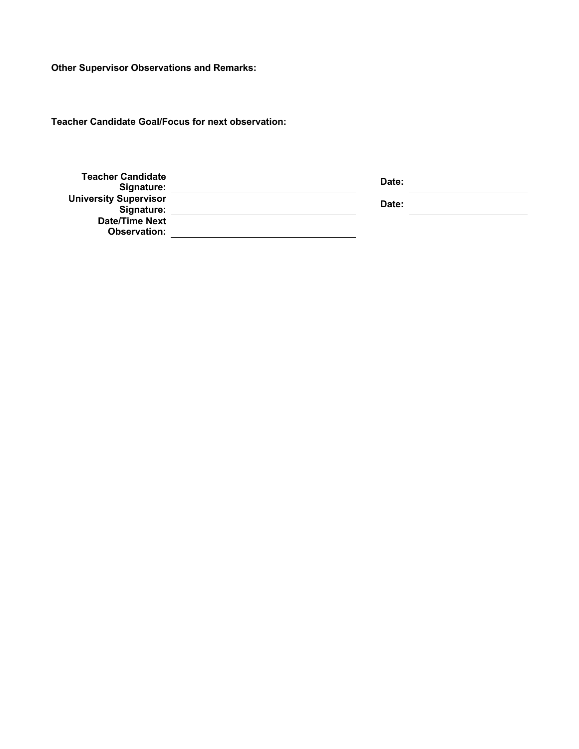**Other Supervisor Observations and Remarks:**

**Teacher Candidate Goal/Focus for next observation:**

| | | | |
|---|---|---|---|
| **Teacher Candidate Signature:** | ______________________ | **Date:** | ______________ |
| **University Supervisor Signature:** | ______________________ | **Date:** | ______________ |
| **Date/Time Next Observation:** | ______________________ | | |